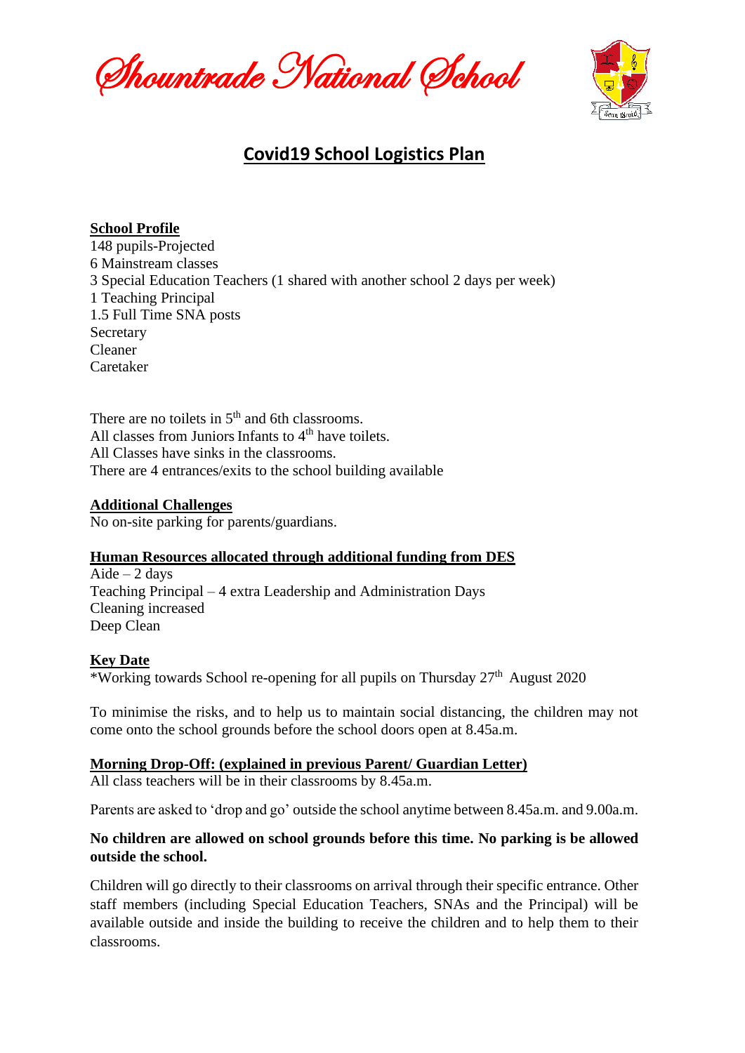# Shountrade National School

## Covid19 School Logistics Plan

**School Profile**

148 pupils-Projected
6 Mainstream classes
3 Special Education Teachers (1 shared with another school 2 days per week)
1 Teaching Principal
1.5 Full Time SNA posts
Secretary
Cleaner
Caretaker

There are no toilets in 5th and 6th classrooms.
All classes from Juniors Infants to 4th have toilets.
All Classes have sinks in the classrooms.
There are 4 entrances/exits to the school building available

**Additional Challenges**

No on-site parking for parents/guardians.

**Human Resources allocated through additional funding from DES**

Aide – 2 days
Teaching Principal – 4 extra Leadership and Administration Days
Cleaning increased
Deep Clean

**Key Date**

*Working towards School re-opening for all pupils on Thursday 27th August 2020

To minimise the risks, and to help us to maintain social distancing, the children may not come onto the school grounds before the school doors open at 8.45a.m.

**Morning Drop-Off: (explained in previous Parent/ Guardian Letter)**

All class teachers will be in their classrooms by 8.45a.m.

Parents are asked to 'drop and go' outside the school anytime between 8.45a.m. and 9.00a.m.

**No children are allowed on school grounds before this time. No parking is be allowed outside the school.**

Children will go directly to their classrooms on arrival through their specific entrance. Other staff members (including Special Education Teachers, SNAs and the Principal) will be available outside and inside the building to receive the children and to help them to their classrooms.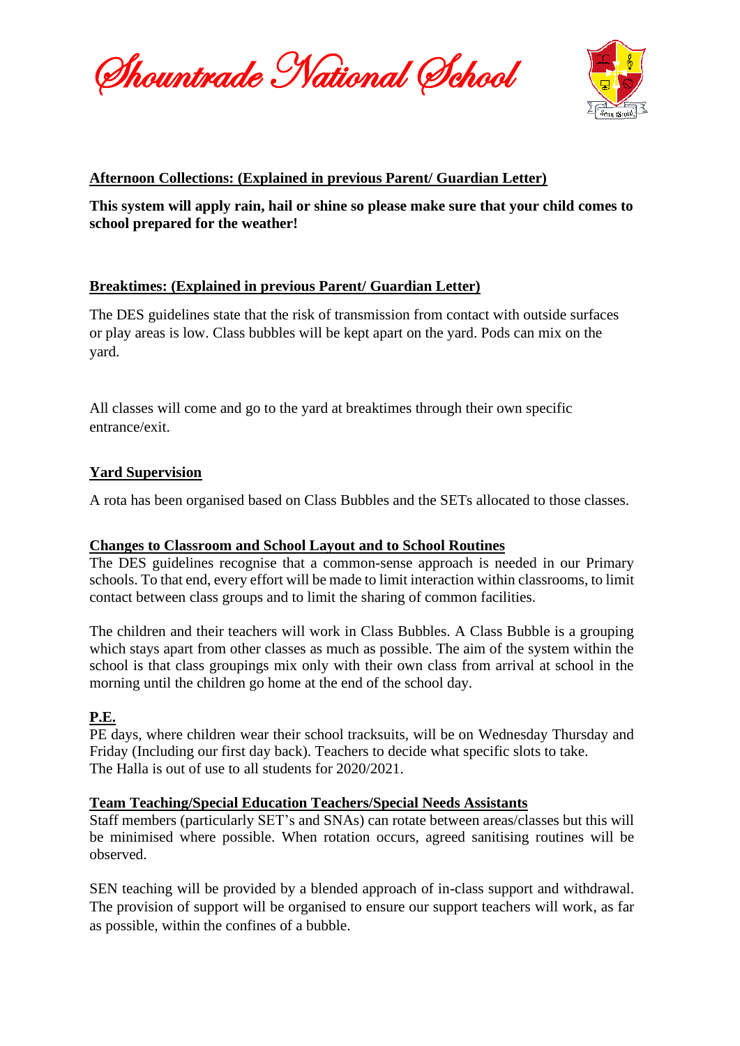# Shountrade National School

**Afternoon Collections: (Explained in previous Parent/ Guardian Letter)**

**This system will apply rain, hail or shine so please make sure that your child comes to school prepared for the weather!**

**Breaktimes: (Explained in previous Parent/ Guardian Letter)**

The DES guidelines state that the risk of transmission from contact with outside surfaces or play areas is low. Class bubbles will be kept apart on the yard. Pods can mix on the yard.

All classes will come and go to the yard at breaktimes through their own specific entrance/exit.

**Yard Supervision**

A rota has been organised based on Class Bubbles and the SETs allocated to those classes.

**Changes to Classroom and School Layout and to School Routines**

The DES guidelines recognise that a common-sense approach is needed in our Primary schools. To that end, every effort will be made to limit interaction within classrooms, to limit contact between class groups and to limit the sharing of common facilities.

The children and their teachers will work in Class Bubbles. A Class Bubble is a grouping which stays apart from other classes as much as possible. The aim of the system within the school is that class groupings mix only with their own class from arrival at school in the morning until the children go home at the end of the school day.

**P.E.**

PE days, where children wear their school tracksuits, will be on Wednesday Thursday and Friday (Including our first day back). Teachers to decide what specific slots to take.
The Halla is out of use to all students for 2020/2021.

**Team Teaching/Special Education Teachers/Special Needs Assistants**

Staff members (particularly SET's and SNAs) can rotate between areas/classes but this will be minimised where possible. When rotation occurs, agreed sanitising routines will be observed.

SEN teaching will be provided by a blended approach of in-class support and withdrawal. The provision of support will be organised to ensure our support teachers will work, as far as possible, within the confines of a bubble.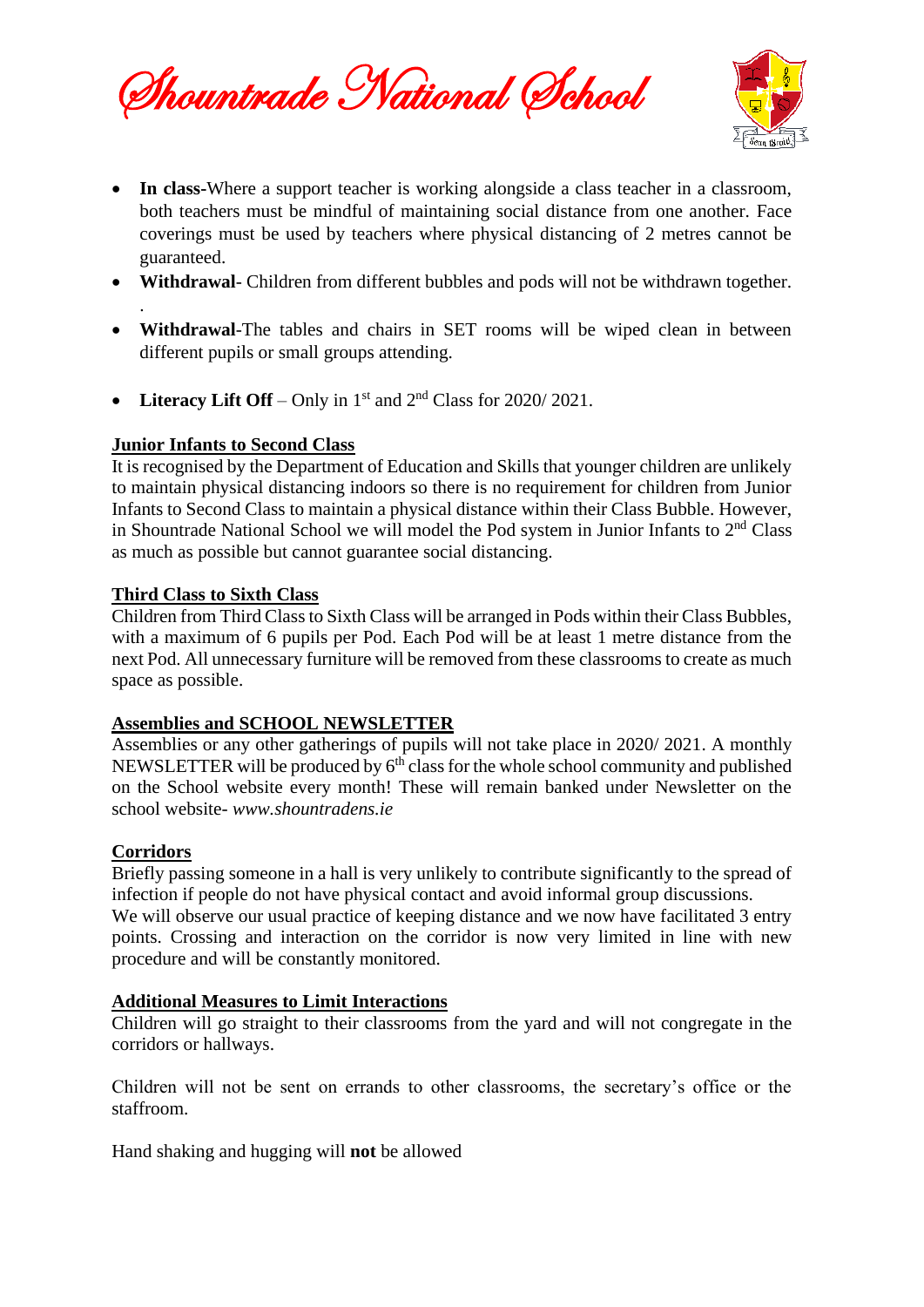- **In class**-Where a support teacher is working alongside a class teacher in a classroom, both teachers must be mindful of maintaining social distance from one another. Face coverings must be used by teachers where physical distancing of 2 metres cannot be guaranteed.
- **Withdrawal**- Children from different bubbles and pods will not be withdrawn together.
.
- **Withdrawal**-The tables and chairs in SET rooms will be wiped clean in between different pupils or small groups attending.
- **Literacy Lift Off** – Only in 1st and 2nd Class for 2020/ 2021.

**Junior Infants to Second Class**

It is recognised by the Department of Education and Skills that younger children are unlikely to maintain physical distancing indoors so there is no requirement for children from Junior Infants to Second Class to maintain a physical distance within their Class Bubble. However, in Shountrade National School we will model the Pod system in Junior Infants to 2nd Class as much as possible but cannot guarantee social distancing.

**Third Class to Sixth Class**

Children from Third Class to Sixth Class will be arranged in Pods within their Class Bubbles, with a maximum of 6 pupils per Pod. Each Pod will be at least 1 metre distance from the next Pod. All unnecessary furniture will be removed from these classrooms to create as much space as possible.

**Assemblies and SCHOOL NEWSLETTER**

Assemblies or any other gatherings of pupils will not take place in 2020/ 2021. A monthly NEWSLETTER will be produced by 6th class for the whole school community and published on the School website every month! These will remain banked under Newsletter on the school website- *www.shountradens.ie*

**Corridors**

Briefly passing someone in a hall is very unlikely to contribute significantly to the spread of infection if people do not have physical contact and avoid informal group discussions.
We will observe our usual practice of keeping distance and we now have facilitated 3 entry points. Crossing and interaction on the corridor is now very limited in line with new procedure and will be constantly monitored.

**Additional Measures to Limit Interactions**

Children will go straight to their classrooms from the yard and will not congregate in the corridors or hallways.

Children will not be sent on errands to other classrooms, the secretary's office or the staffroom.

Hand shaking and hugging will **not** be allowed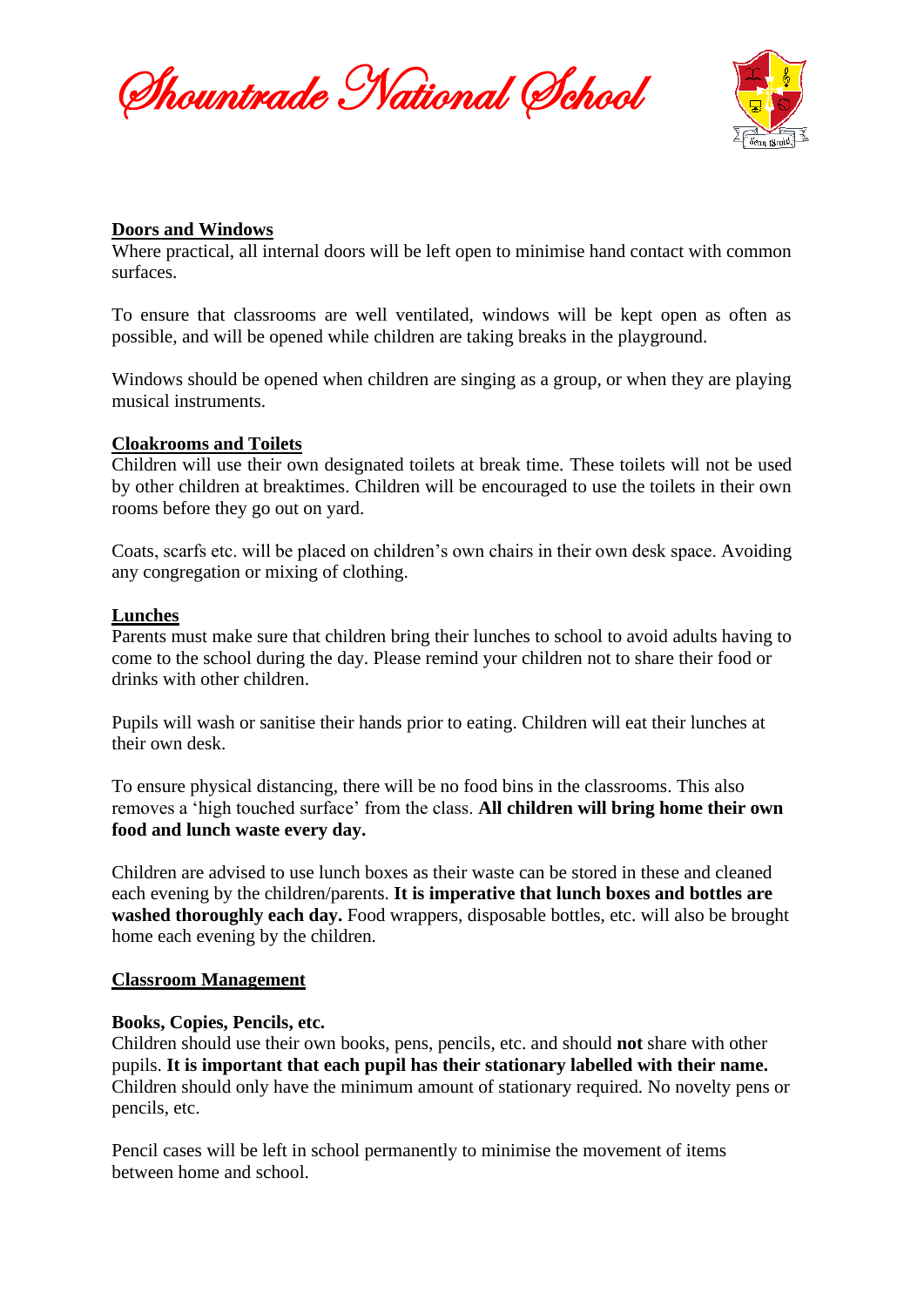**Doors and Windows**

Where practical, all internal doors will be left open to minimise hand contact with common surfaces.

To ensure that classrooms are well ventilated, windows will be kept open as often as possible, and will be opened while children are taking breaks in the playground.

Windows should be opened when children are singing as a group, or when they are playing musical instruments.

**Cloakrooms and Toilets**

Children will use their own designated toilets at break time. These toilets will not be used by other children at breaktimes. Children will be encouraged to use the toilets in their own rooms before they go out on yard.

Coats, scarfs etc. will be placed on children's own chairs in their own desk space. Avoiding any congregation or mixing of clothing.

**Lunches**

Parents must make sure that children bring their lunches to school to avoid adults having to come to the school during the day. Please remind your children not to share their food or drinks with other children.

Pupils will wash or sanitise their hands prior to eating. Children will eat their lunches at their own desk.

To ensure physical distancing, there will be no food bins in the classrooms. This also removes a 'high touched surface' from the class. **All children will bring home their own food and lunch waste every day.**

Children are advised to use lunch boxes as their waste can be stored in these and cleaned each evening by the children/parents. **It is imperative that lunch boxes and bottles are washed thoroughly each day.** Food wrappers, disposable bottles, etc. will also be brought home each evening by the children.

**Classroom Management**

**Books, Copies, Pencils, etc.**

Children should use their own books, pens, pencils, etc. and should **not** share with other pupils. **It is important that each pupil has their stationary labelled with their name.** Children should only have the minimum amount of stationary required. No novelty pens or pencils, etc.

Pencil cases will be left in school permanently to minimise the movement of items between home and school.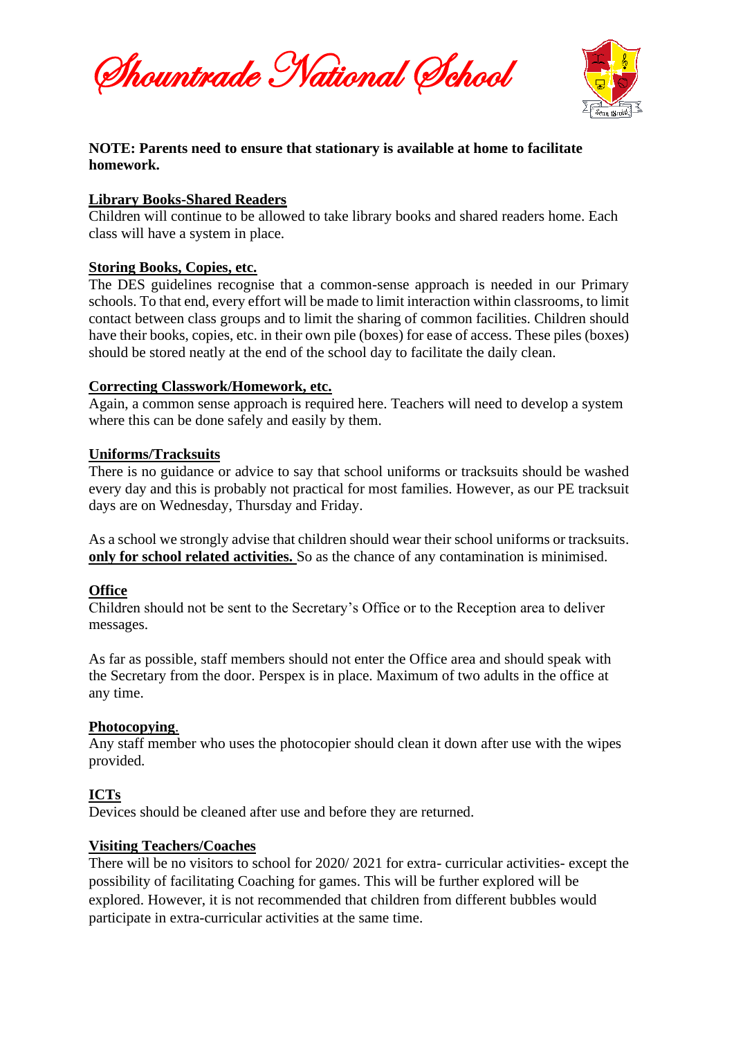**NOTE: Parents need to ensure that stationary is available at home to facilitate homework.**

## Library Books-Shared Readers

Children will continue to be allowed to take library books and shared readers home. Each class will have a system in place.

## Storing Books, Copies, etc.

The DES guidelines recognise that a common-sense approach is needed in our Primary schools. To that end, every effort will be made to limit interaction within classrooms, to limit contact between class groups and to limit the sharing of common facilities. Children should have their books, copies, etc. in their own pile (boxes) for ease of access. These piles (boxes) should be stored neatly at the end of the school day to facilitate the daily clean.

## Correcting Classwork/Homework, etc.

Again, a common sense approach is required here. Teachers will need to develop a system where this can be done safely and easily by them.

## Uniforms/Tracksuits

There is no guidance or advice to say that school uniforms or tracksuits should be washed every day and this is probably not practical for most families. However, as our PE tracksuit days are on Wednesday, Thursday and Friday.

As a school we strongly advise that children should wear their school uniforms or tracksuits. **only for school related activities.** So as the chance of any contamination is minimised.

## Office

Children should not be sent to the Secretary's Office or to the Reception area to deliver messages.

As far as possible, staff members should not enter the Office area and should speak with the Secretary from the door. Perspex is in place. Maximum of two adults in the office at any time.

## Photocopying

Any staff member who uses the photocopier should clean it down after use with the wipes provided.

## ICTs

Devices should be cleaned after use and before they are returned.

## Visiting Teachers/Coaches

There will be no visitors to school for 2020/ 2021 for extra- curricular activities- except the possibility of facilitating Coaching for games. This will be further explored will be explored. However, it is not recommended that children from different bubbles would participate in extra-curricular activities at the same time.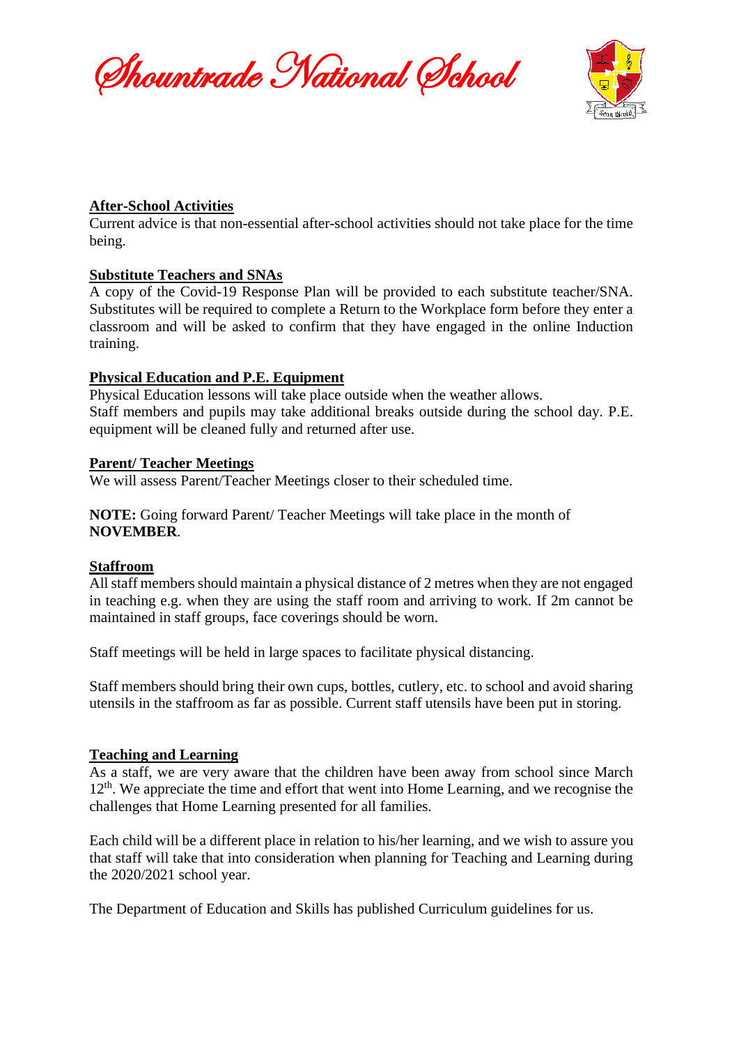## After-School Activities

Current advice is that non-essential after-school activities should not take place for the time being.

## Substitute Teachers and SNAs

A copy of the Covid-19 Response Plan will be provided to each substitute teacher/SNA. Substitutes will be required to complete a Return to the Workplace form before they enter a classroom and will be asked to confirm that they have engaged in the online Induction training.

## Physical Education and P.E. Equipment

Physical Education lessons will take place outside when the weather allows.
Staff members and pupils may take additional breaks outside during the school day. P.E. equipment will be cleaned fully and returned after use.

## Parent/ Teacher Meetings

We will assess Parent/Teacher Meetings closer to their scheduled time.

**NOTE:** Going forward Parent/ Teacher Meetings will take place in the month of **NOVEMBER**.

## Staffroom

All staff members should maintain a physical distance of 2 metres when they are not engaged in teaching e.g. when they are using the staff room and arriving to work. If 2m cannot be maintained in staff groups, face coverings should be worn.

Staff meetings will be held in large spaces to facilitate physical distancing.

Staff members should bring their own cups, bottles, cutlery, etc. to school and avoid sharing utensils in the staffroom as far as possible. Current staff utensils have been put in storing.

## Teaching and Learning

As a staff, we are very aware that the children have been away from school since March 12th. We appreciate the time and effort that went into Home Learning, and we recognise the challenges that Home Learning presented for all families.

Each child will be a different place in relation to his/her learning, and we wish to assure you that staff will take that into consideration when planning for Teaching and Learning during the 2020/2021 school year.

The Department of Education and Skills has published Curriculum guidelines for us.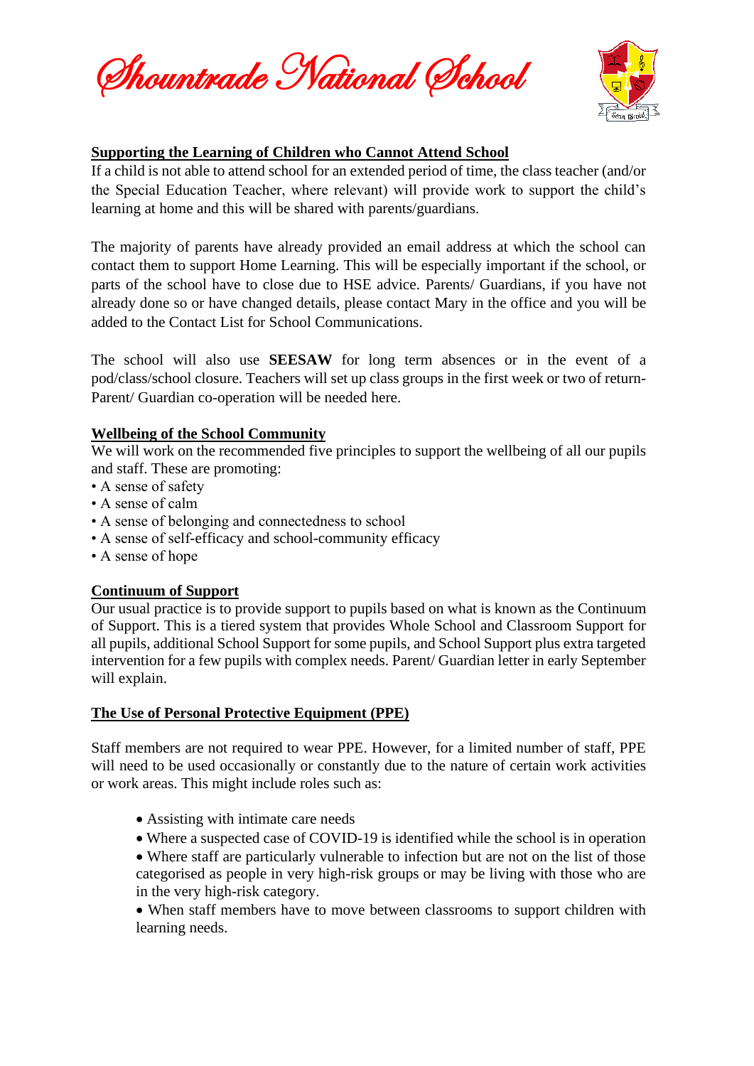Shountrade National School

## Supporting the Learning of Children who Cannot Attend School

If a child is not able to attend school for an extended period of time, the class teacher (and/or the Special Education Teacher, where relevant) will provide work to support the child's learning at home and this will be shared with parents/guardians.

The majority of parents have already provided an email address at which the school can contact them to support Home Learning. This will be especially important if the school, or parts of the school have to close due to HSE advice. Parents/ Guardians, if you have not already done so or have changed details, please contact Mary in the office and you will be added to the Contact List for School Communications.

The school will also use **SEESAW** for long term absences or in the event of a pod/class/school closure. Teachers will set up class groups in the first week or two of return- Parent/ Guardian co-operation will be needed here.

## Wellbeing of the School Community

We will work on the recommended five principles to support the wellbeing of all our pupils and staff. These are promoting:

- A sense of safety
- A sense of calm
- A sense of belonging and connectedness to school
- A sense of self-efficacy and school-community efficacy
- A sense of hope

## Continuum of Support

Our usual practice is to provide support to pupils based on what is known as the Continuum of Support. This is a tiered system that provides Whole School and Classroom Support for all pupils, additional School Support for some pupils, and School Support plus extra targeted intervention for a few pupils with complex needs. Parent/ Guardian letter in early September will explain.

## The Use of Personal Protective Equipment (PPE)

Staff members are not required to wear PPE. However, for a limited number of staff, PPE will need to be used occasionally or constantly due to the nature of certain work activities or work areas. This might include roles such as:

- Assisting with intimate care needs
- Where a suspected case of COVID-19 is identified while the school is in operation
- Where staff are particularly vulnerable to infection but are not on the list of those categorised as people in very high-risk groups or may be living with those who are in the very high-risk category.
- When staff members have to move between classrooms to support children with learning needs.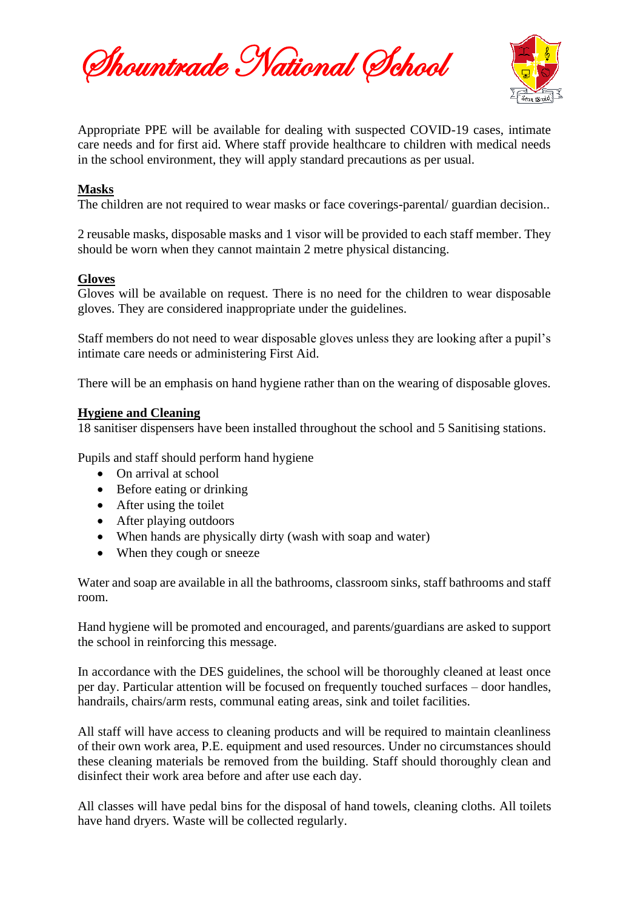Appropriate PPE will be available for dealing with suspected COVID-19 cases, intimate care needs and for first aid. Where staff provide healthcare to children with medical needs in the school environment, they will apply standard precautions as per usual.

**Masks**

The children are not required to wear masks or face coverings-parental/ guardian decision..

2 reusable masks, disposable masks and 1 visor will be provided to each staff member. They should be worn when they cannot maintain 2 metre physical distancing.

**Gloves**

Gloves will be available on request. There is no need for the children to wear disposable gloves. They are considered inappropriate under the guidelines.

Staff members do not need to wear disposable gloves unless they are looking after a pupil's intimate care needs or administering First Aid.

There will be an emphasis on hand hygiene rather than on the wearing of disposable gloves.

**Hygiene and Cleaning**

18 sanitiser dispensers have been installed throughout the school and 5 Sanitising stations.

Pupils and staff should perform hand hygiene

- On arrival at school
- Before eating or drinking
- After using the toilet
- After playing outdoors
- When hands are physically dirty (wash with soap and water)
- When they cough or sneeze

Water and soap are available in all the bathrooms, classroom sinks, staff bathrooms and staff room.

Hand hygiene will be promoted and encouraged, and parents/guardians are asked to support the school in reinforcing this message.

In accordance with the DES guidelines, the school will be thoroughly cleaned at least once per day. Particular attention will be focused on frequently touched surfaces – door handles, handrails, chairs/arm rests, communal eating areas, sink and toilet facilities.

All staff will have access to cleaning products and will be required to maintain cleanliness of their own work area, P.E. equipment and used resources. Under no circumstances should these cleaning materials be removed from the building. Staff should thoroughly clean and disinfect their work area before and after use each day.

All classes will have pedal bins for the disposal of hand towels, cleaning cloths. All toilets have hand dryers. Waste will be collected regularly.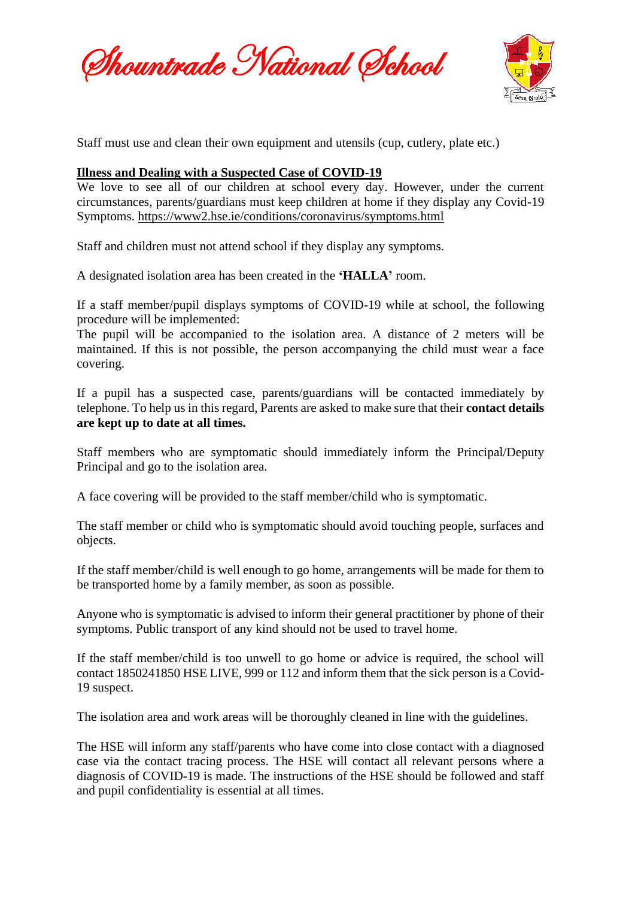Staff must use and clean their own equipment and utensils (cup, cutlery, plate etc.)

**Illness and Dealing with a Suspected Case of COVID-19**

We love to see all of our children at school every day. However, under the current circumstances, parents/guardians must keep children at home if they display any Covid-19 Symptoms. https://www2.hse.ie/conditions/coronavirus/symptoms.html

Staff and children must not attend school if they display any symptoms.

A designated isolation area has been created in the **'HALLA'** room.

If a staff member/pupil displays symptoms of COVID-19 while at school, the following procedure will be implemented:

The pupil will be accompanied to the isolation area. A distance of 2 meters will be maintained. If this is not possible, the person accompanying the child must wear a face covering.

If a pupil has a suspected case, parents/guardians will be contacted immediately by telephone. To help us in this regard, Parents are asked to make sure that their **contact details are kept up to date at all times.**

Staff members who are symptomatic should immediately inform the Principal/Deputy Principal and go to the isolation area.

A face covering will be provided to the staff member/child who is symptomatic.

The staff member or child who is symptomatic should avoid touching people, surfaces and objects.

If the staff member/child is well enough to go home, arrangements will be made for them to be transported home by a family member, as soon as possible.

Anyone who is symptomatic is advised to inform their general practitioner by phone of their symptoms. Public transport of any kind should not be used to travel home.

If the staff member/child is too unwell to go home or advice is required, the school will contact 1850241850 HSE LIVE, 999 or 112 and inform them that the sick person is a Covid-19 suspect.

The isolation area and work areas will be thoroughly cleaned in line with the guidelines.

The HSE will inform any staff/parents who have come into close contact with a diagnosed case via the contact tracing process. The HSE will contact all relevant persons where a diagnosis of COVID-19 is made. The instructions of the HSE should be followed and staff and pupil confidentiality is essential at all times.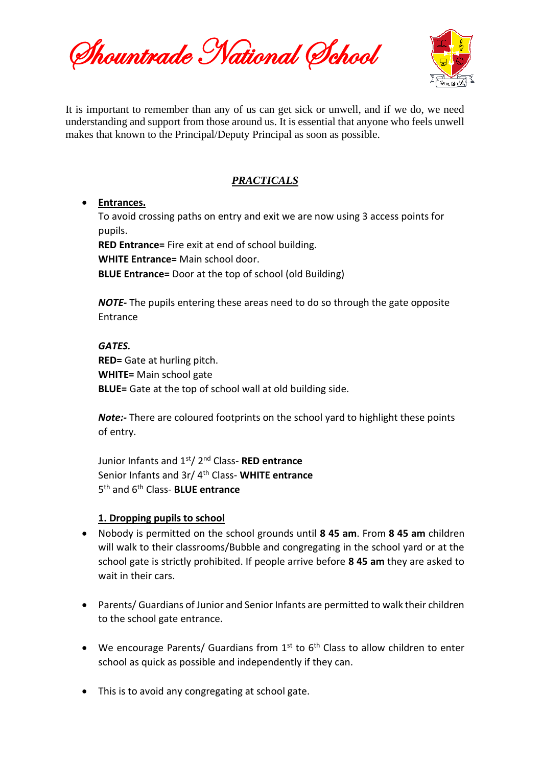# Shountrade National School

It is important to remember than any of us can get sick or unwell, and if we do, we need understanding and support from those around us. It is essential that anyone who feels unwell makes that known to the Principal/Deputy Principal as soon as possible.

## ***PRACTICALS***

- **Entrances.**

  To avoid crossing paths on entry and exit we are now using 3 access points for pupils.

  **RED Entrance=** Fire exit at end of school building.
  **WHITE Entrance=** Main school door.
  **BLUE Entrance=** Door at the top of school (old Building)

  ***NOTE-*** The pupils entering these areas need to do so through the gate opposite Entrance

  ***GATES.***
  **RED=** Gate at hurling pitch.
  **WHITE=** Main school gate
  **BLUE=** Gate at the top of school wall at old building side.

  ***Note:-*** There are coloured footprints on the school yard to highlight these points of entry.

  Junior Infants and 1st/ 2nd Class- **RED entrance**
  Senior Infants and 3r/ 4th Class- **WHITE entrance**
  5th and 6th Class- **BLUE entrance**

  **1. Dropping pupils to school**

- Nobody is permitted on the school grounds until **8 45 am**. From **8 45 am** children will walk to their classrooms/Bubble and congregating in the school yard or at the school gate is strictly prohibited. If people arrive before **8 45 am** they are asked to wait in their cars.

- Parents/ Guardians of Junior and Senior Infants are permitted to walk their children to the school gate entrance.

- We encourage Parents/ Guardians from 1st to 6th Class to allow children to enter school as quick as possible and independently if they can.

- This is to avoid any congregating at school gate.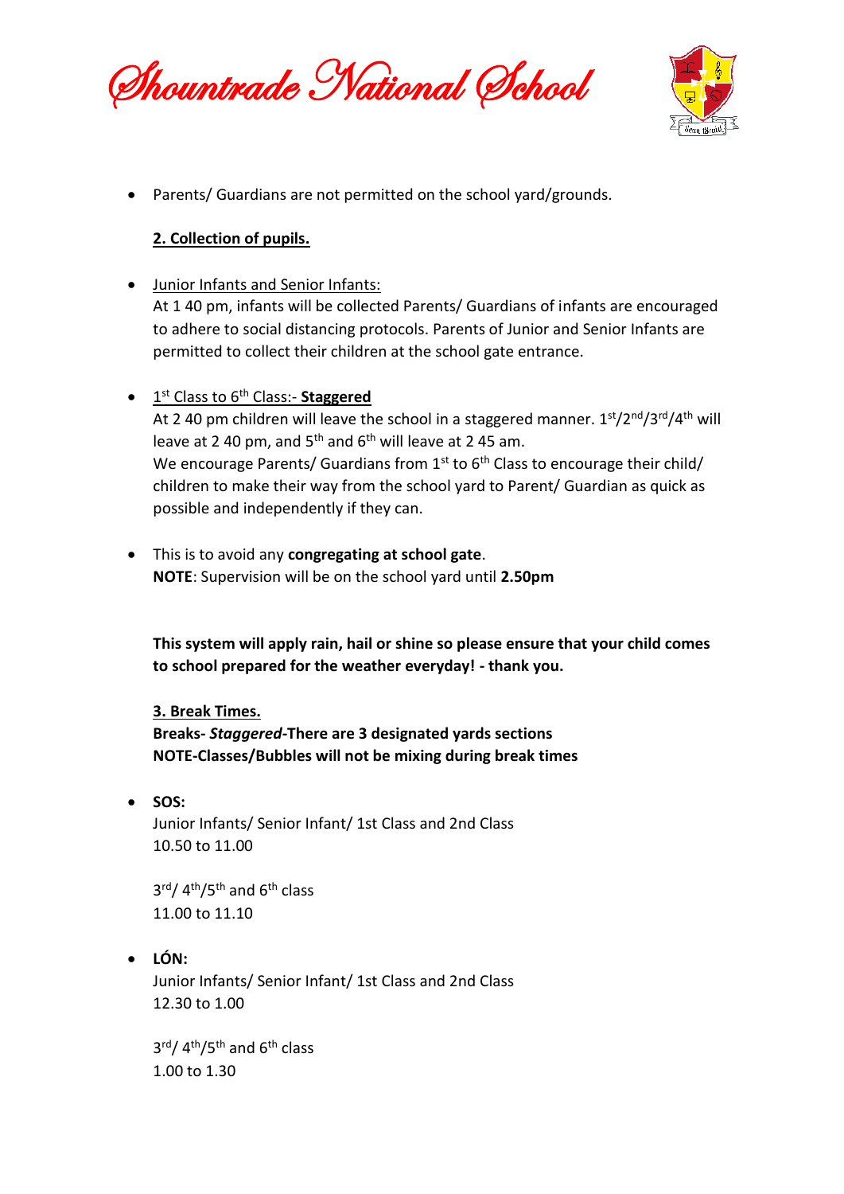- Parents/ Guardians are not permitted on the school yard/grounds.

**2. Collection of pupils.**

- Junior Infants and Senior Infants:
  At 1 40 pm, infants will be collected Parents/ Guardians of infants are encouraged to adhere to social distancing protocols. Parents of Junior and Senior Infants are permitted to collect their children at the school gate entrance.

- 1st Class to 6th Class:- **Staggered**
  At 2 40 pm children will leave the school in a staggered manner. 1st/2nd/3rd/4th will leave at 2 40 pm, and 5th and 6th will leave at 2 45 am.
  We encourage Parents/ Guardians from 1st to 6th Class to encourage their child/ children to make their way from the school yard to Parent/ Guardian as quick as possible and independently if they can.

- This is to avoid any **congregating at school gate**.
  **NOTE**: Supervision will be on the school yard until **2.50pm**

**This system will apply rain, hail or shine so please ensure that your child comes to school prepared for the weather everyday! - thank you.**

**3. Break Times.**

**Breaks- *Staggered*-There are 3 designated yards sections**
**NOTE-Classes/Bubbles will not be mixing during break times**

- **SOS:**
  Junior Infants/ Senior Infant/ 1st Class and 2nd Class
  10.50 to 11.00

  3rd/ 4th/5th and 6th class
  11.00 to 11.10

- **LÓN:**
  Junior Infants/ Senior Infant/ 1st Class and 2nd Class
  12.30 to 1.00

  3rd/ 4th/5th and 6th class
  1.00 to 1.30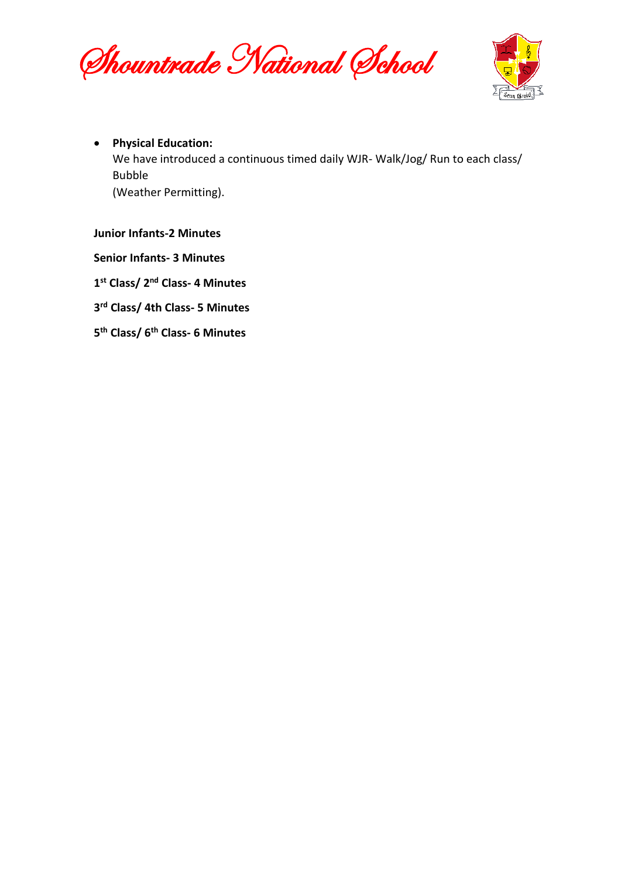- **Physical Education:**
  We have introduced a continuous timed daily WJR- Walk/Jog/ Run to each class/ Bubble
  (Weather Permitting).

**Junior Infants-2 Minutes**

**Senior Infants- 3 Minutes**

**1st Class/ 2nd Class- 4 Minutes**

**3rd Class/ 4th Class- 5 Minutes**

**5th Class/ 6th Class- 6 Minutes**